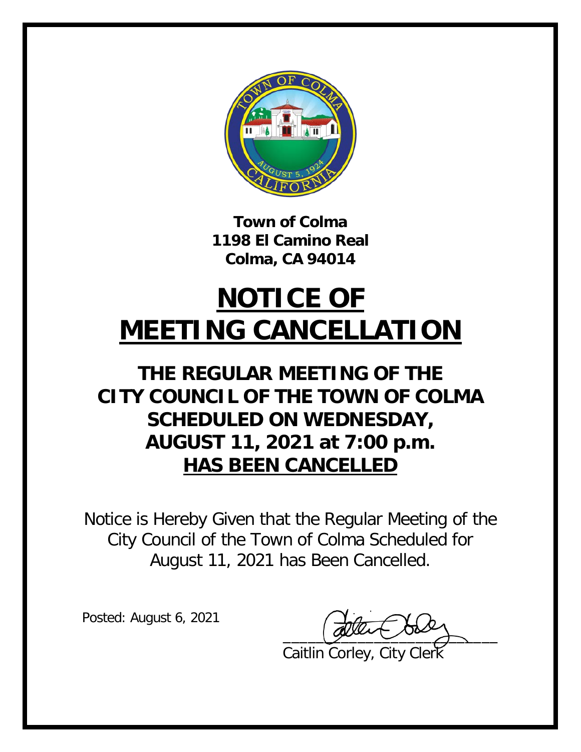**Town of Colma**
**1198 El Camino Real**
**Colma, CA 94014**

# NOTICE OF MEETING CANCELLATION

## THE REGULAR MEETING OF THE CITY COUNCIL OF THE TOWN OF COLMA SCHEDULED ON WEDNESDAY, AUGUST 11, 2021 at 7:00 p.m. HAS BEEN CANCELLED

Notice is Hereby Given that the Regular Meeting of the City Council of the Town of Colma Scheduled for August 11, 2021 has Been Cancelled.

Posted: August 6, 2021

_______________________________
Caitlin Corley, City Clerk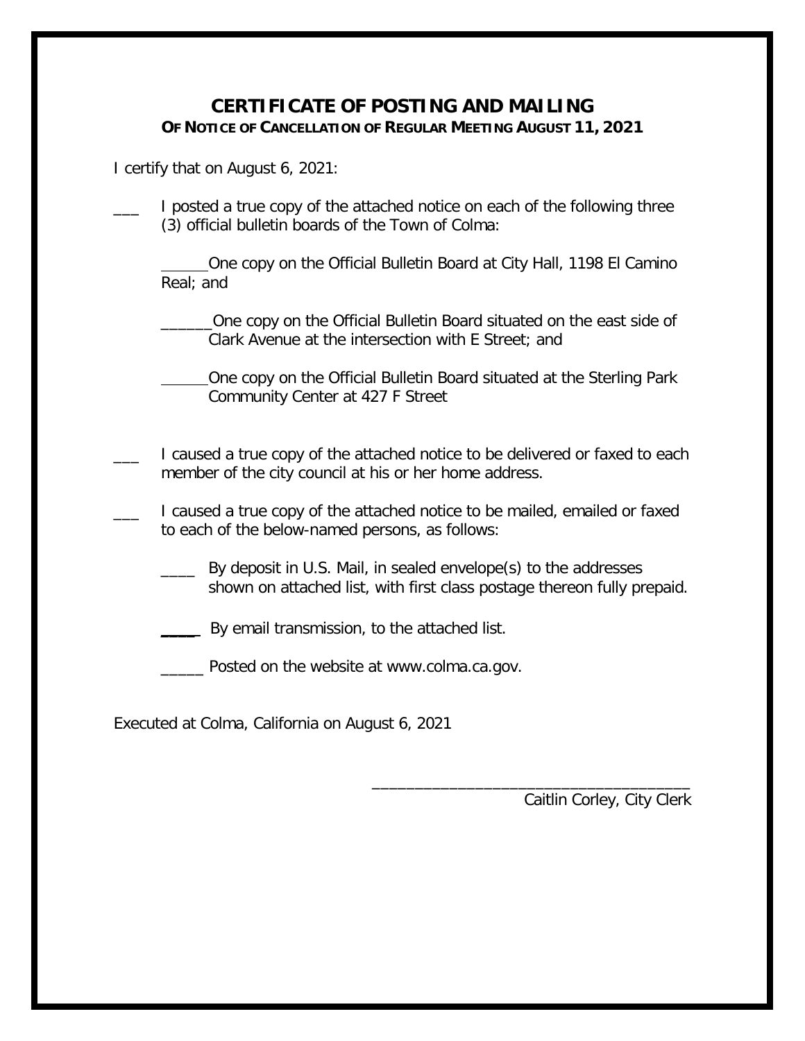# CERTIFICATE OF POSTING AND MAILING

## OF NOTICE OF CANCELLATION OF REGULAR MEETING AUGUST 11, 2021

I certify that on August 6, 2021:

___ I posted a true copy of the attached notice on each of the following three (3) official bulletin boards of the Town of Colma:

______One copy on the Official Bulletin Board at City Hall, 1198 El Camino Real; and

______One copy on the Official Bulletin Board situated on the east side of Clark Avenue at the intersection with E Street; and

______One copy on the Official Bulletin Board situated at the Sterling Park Community Center at 427 F Street

___ I caused a true copy of the attached notice to be delivered or faxed to each member of the city council at his or her home address.

___ I caused a true copy of the attached notice to be mailed, emailed or faxed to each of the below-named persons, as follows:

____ By deposit in U.S. Mail, in sealed envelope(s) to the addresses shown on attached list, with first class postage thereon fully prepaid.

_____ By email transmission, to the attached list.

_____ Posted on the website at www.colma.ca.gov.

Executed at Colma, California on August 6, 2021

_____________________________________

Caitlin Corley, City Clerk